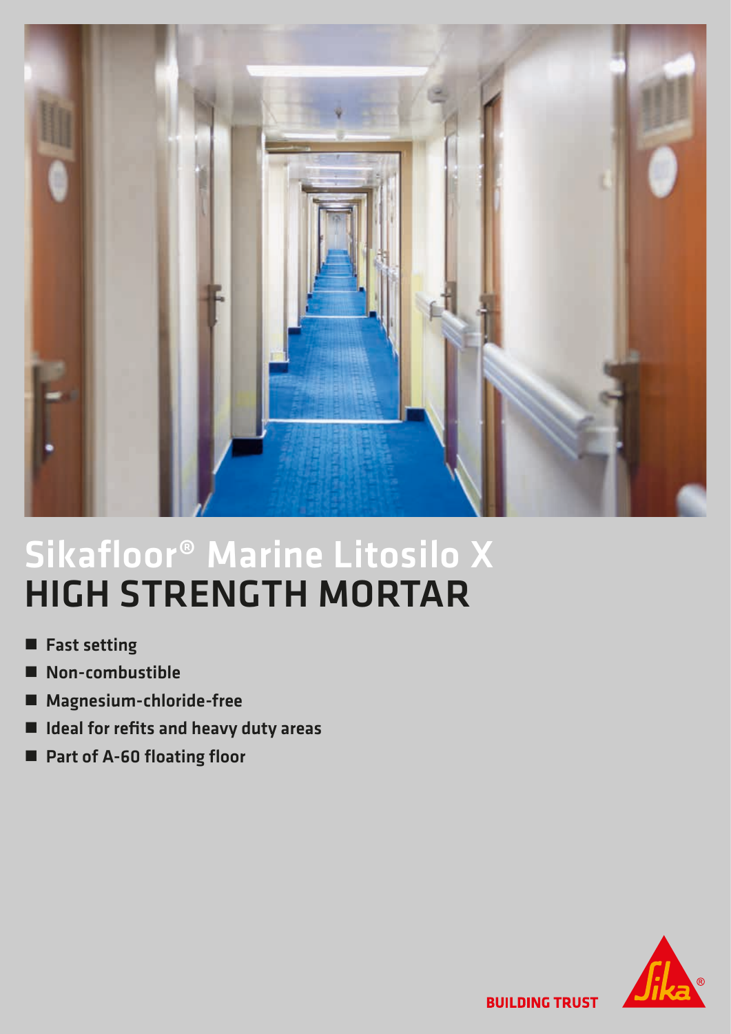# Sikafloor® Marine Litosilo X
# HIGH STRENGTH MORTAR

- Fast setting
- Non-combustible
- Magnesium-chloride-free
- Ideal for refits and heavy duty areas
- Part of A-60 floating floor

BUILDING TRUST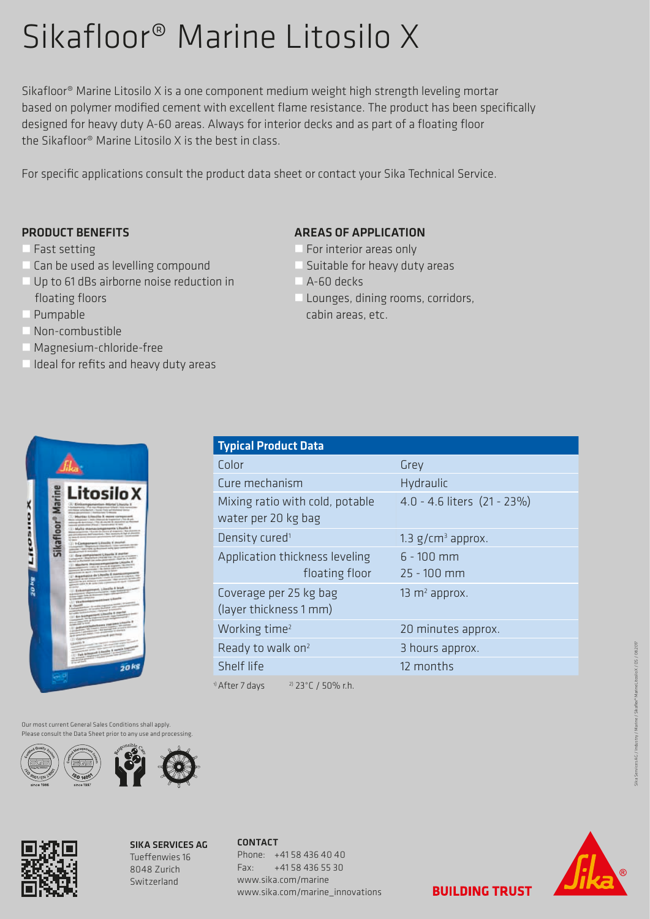# Sikafloor® Marine Litosilo X

Sikafloor® Marine Litosilo X is a one component medium weight high strength leveling mortar based on polymer modified cement with excellent flame resistance. The product has been specifically designed for heavy duty A-60 areas. Always for interior decks and as part of a floating floor the Sikafloor® Marine Litosilo X is the best in class.

For specific applications consult the product data sheet or contact your Sika Technical Service.

## PRODUCT BENEFITS

- Fast setting
- Can be used as levelling compound
- Up to 61 dBs airborne noise reduction in floating floors
- Pumpable
- Non-combustible
- Magnesium-chloride-free
- Ideal for refits and heavy duty areas

## AREAS OF APPLICATION

- For interior areas only
- Suitable for heavy duty areas
- A-60 decks
- Lounges, dining rooms, corridors, cabin areas, etc.

| Typical Product Data | |
|---|---|
| Color | Grey |
| Cure mechanism | Hydraulic |
| Mixing ratio with cold, potable water per 20 kg bag | 4.0 - 4.6 liters (21 - 23%) |
| Density cured[1] | 1.3 g/cm³ approx. |
| Application thickness leveling<br>floating floor | 6 - 100 mm<br>25 - 100 mm |
| Coverage per 25 kg bag (layer thickness 1 mm) | 13 m² approx. |
| Working time[2] | 20 minutes approx. |
| Ready to walk on[2] | 3 hours approx. |
| Shelf life | 12 months |

[1]) After 7 days [2]) 23°C / 50% r.h.

Our most current General Sales Conditions shall apply.
Please consult the Data Sheet prior to any use and processing.

**SIKA SERVICES AG**
Tueffenwies 16
8048 Zurich
Switzerland

**CONTACT**
Phone: +41 58 436 40 40
Fax: +41 58 436 55 30
www.sika.com/marine
www.sika.com/marine_innovations

**BUILDING TRUST**